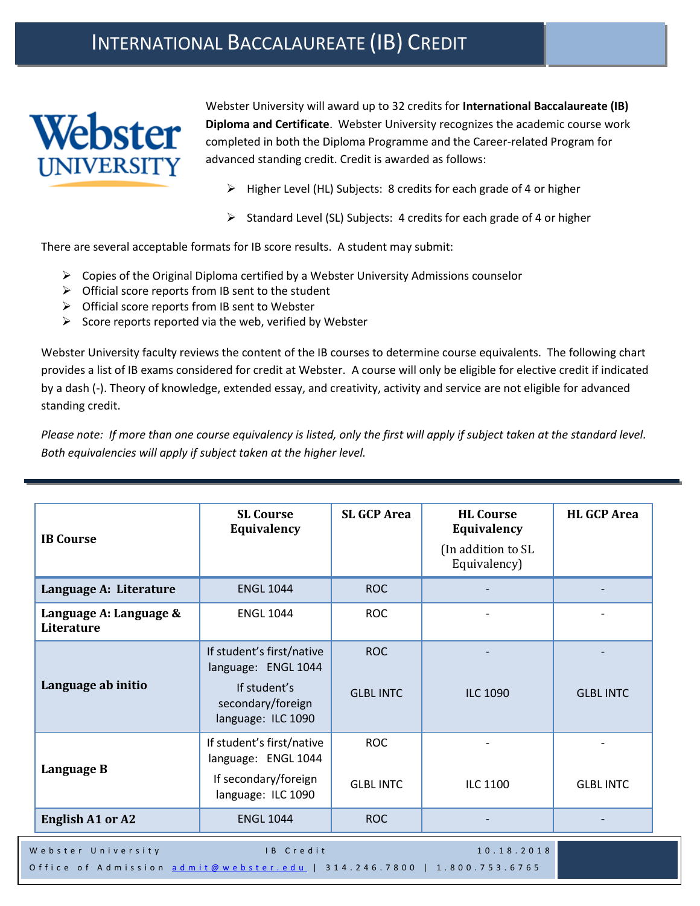# INTERNATIONAL BACCALAUREATE (IB) CREDIT

Webster University will award up to 32 credits for **International Baccalaureate (IB) Diploma and Certificate**. Webster University recognizes the academic course work completed in both the Diploma Programme and the Career-related Program for advanced standing credit. Credit is awarded as follows:

- Higher Level (HL) Subjects: 8 credits for each grade of 4 or higher
- Standard Level (SL) Subjects: 4 credits for each grade of 4 or higher

There are several acceptable formats for IB score results. A student may submit:

- Copies of the Original Diploma certified by a Webster University Admissions counselor
- Official score reports from IB sent to the student
- Official score reports from IB sent to Webster
- Score reports reported via the web, verified by Webster

Webster University faculty reviews the content of the IB courses to determine course equivalents. The following chart provides a list of IB exams considered for credit at Webster. A course will only be eligible for elective credit if indicated by a dash (-). Theory of knowledge, extended essay, and creativity, activity and service are not eligible for advanced standing credit.

*Please note: If more than one course equivalency is listed, only the first will apply if subject taken at the standard level. Both equivalencies will apply if subject taken at the higher level.*

| IB Course | SL Course Equivalency | SL GCP Area | HL Course Equivalency (In addition to SL Equivalency) | HL GCP Area |
|---|---|---|---|---|
| **Language A: Literature** | ENGL 1044 | ROC | - | - |
| **Language A: Language & Literature** | ENGL 1044 | ROC | - | - |
| **Language ab initio** | If student's first/native language: ENGL 1044 | ROC | - | - |
| | If student's secondary/foreign language: ILC 1090 | GLBL INTC | ILC 1090 | GLBL INTC |
| **Language B** | If student's first/native language: ENGL 1044 | ROC | - | - |
| | If secondary/foreign language: ILC 1090 | GLBL INTC | ILC 1100 | GLBL INTC |
| **English A1 or A2** | ENGL 1044 | ROC | - | - |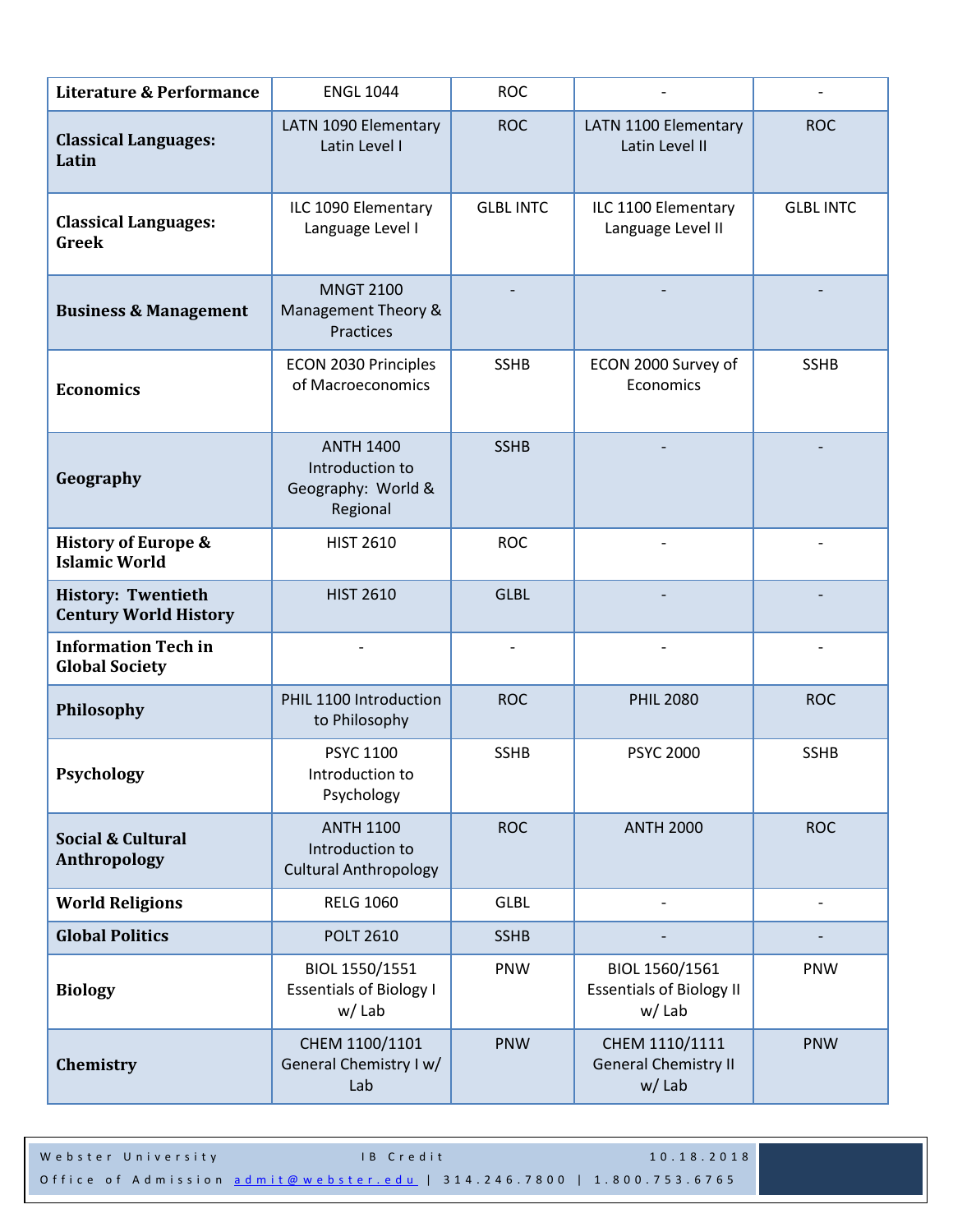| Literature & Performance | ENGL 1044 | ROC | - | - |
|---|---|---|---|---|
| Classical Languages: Latin | LATN 1090 Elementary Latin Level I | ROC | LATN 1100 Elementary Latin Level II | ROC |
| Classical Languages: Greek | ILC 1090 Elementary Language Level I | GLBL INTC | ILC 1100 Elementary Language Level II | GLBL INTC |
| Business & Management | MNGT 2100 Management Theory & Practices | - | - | - |
| Economics | ECON 2030 Principles of Macroeconomics | SSHB | ECON 2000 Survey of Economics | SSHB |
| Geography | ANTH 1400 Introduction to Geography: World & Regional | SSHB | - | - |
| History of Europe & Islamic World | HIST 2610 | ROC | - | - |
| History: Twentieth Century World History | HIST 2610 | GLBL | - | - |
| Information Tech in Global Society | - | - | - | - |
| Philosophy | PHIL 1100 Introduction to Philosophy | ROC | PHIL 2080 | ROC |
| Psychology | PSYC 1100 Introduction to Psychology | SSHB | PSYC 2000 | SSHB |
| Social & Cultural Anthropology | ANTH 1100 Introduction to Cultural Anthropology | ROC | ANTH 2000 | ROC |
| World Religions | RELG 1060 | GLBL | - | - |
| Global Politics | POLT 2610 | SSHB | - | - |
| Biology | BIOL 1550/1551 Essentials of Biology I w/ Lab | PNW | BIOL 1560/1561 Essentials of Biology II w/ Lab | PNW |
| Chemistry | CHEM 1100/1101 General Chemistry I w/ Lab | PNW | CHEM 1110/1111 General Chemistry II w/ Lab | PNW |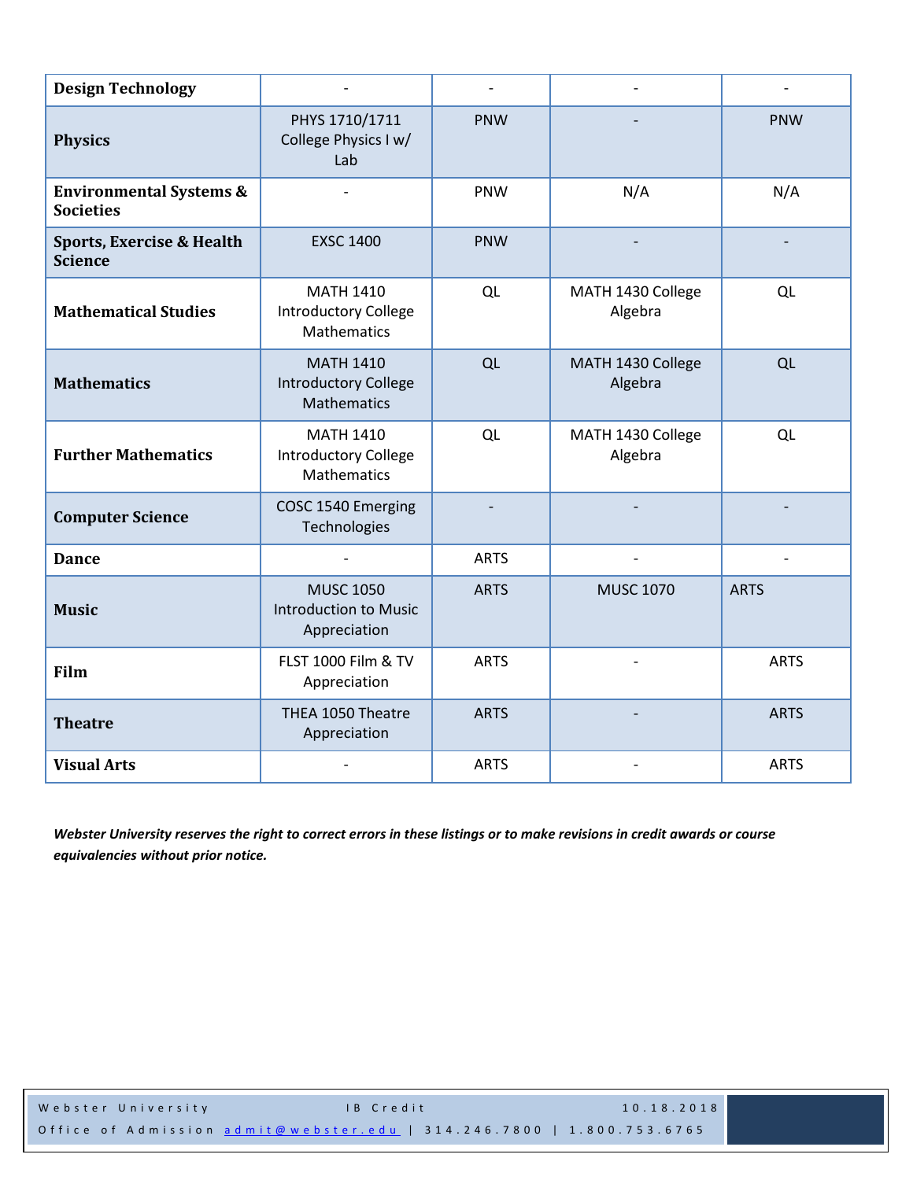| | | | | |
|---|---|---|---|---|
| **Design Technology** | - | - | - | - |
| **Physics** | PHYS 1710/1711 College Physics I w/ Lab | PNW | - | PNW |
| **Environmental Systems & Societies** | - | PNW | N/A | N/A |
| **Sports, Exercise & Health Science** | EXSC 1400 | PNW | - | - |
| **Mathematical Studies** | MATH 1410 Introductory College Mathematics | QL | MATH 1430 College Algebra | QL |
| **Mathematics** | MATH 1410 Introductory College Mathematics | QL | MATH 1430 College Algebra | QL |
| **Further Mathematics** | MATH 1410 Introductory College Mathematics | QL | MATH 1430 College Algebra | QL |
| **Computer Science** | COSC 1540 Emerging Technologies | - | - | - |
| **Dance** | - | ARTS | - | - |
| **Music** | MUSC 1050 Introduction to Music Appreciation | ARTS | MUSC 1070 | ARTS |
| **Film** | FLST 1000 Film & TV Appreciation | ARTS | - | ARTS |
| **Theatre** | THEA 1050 Theatre Appreciation | ARTS | - | ARTS |
| **Visual Arts** | - | ARTS | - | ARTS |

***Webster University reserves the right to correct errors in these listings or to make revisions in credit awards or course equivalencies without prior notice.***